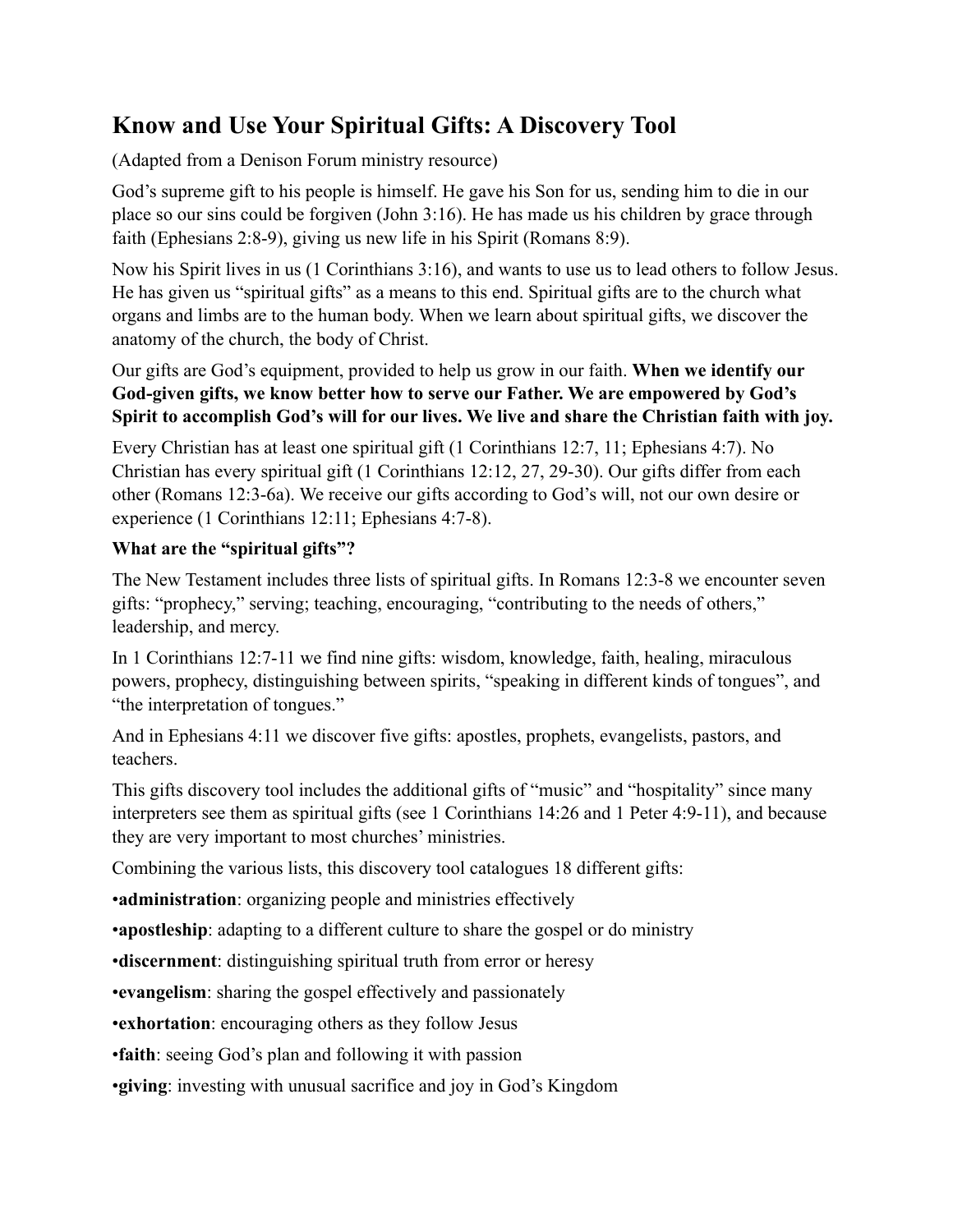# Know and Use Your Spiritual Gifts: A Discovery Tool

(Adapted from a Denison Forum ministry resource)

God's supreme gift to his people is himself. He gave his Son for us, sending him to die in our place so our sins could be forgiven (John 3:16). He has made us his children by grace through faith (Ephesians 2:8-9), giving us new life in his Spirit (Romans 8:9).

Now his Spirit lives in us (1 Corinthians 3:16), and wants to use us to lead others to follow Jesus. He has given us "spiritual gifts" as a means to this end. Spiritual gifts are to the church what organs and limbs are to the human body. When we learn about spiritual gifts, we discover the anatomy of the church, the body of Christ.

Our gifts are God's equipment, provided to help us grow in our faith. **When we identify our God-given gifts, we know better how to serve our Father. We are empowered by God's Spirit to accomplish God's will for our lives. We live and share the Christian faith with joy.**

Every Christian has at least one spiritual gift (1 Corinthians 12:7, 11; Ephesians 4:7). No Christian has every spiritual gift (1 Corinthians 12:12, 27, 29-30). Our gifts differ from each other (Romans 12:3-6a). We receive our gifts according to God's will, not our own desire or experience (1 Corinthians 12:11; Ephesians 4:7-8).

**What are the "spiritual gifts"?**

The New Testament includes three lists of spiritual gifts. In Romans 12:3-8 we encounter seven gifts: "prophecy," serving; teaching, encouraging, "contributing to the needs of others," leadership, and mercy.

In 1 Corinthians 12:7-11 we find nine gifts: wisdom, knowledge, faith, healing, miraculous powers, prophecy, distinguishing between spirits, "speaking in different kinds of tongues", and "the interpretation of tongues."

And in Ephesians 4:11 we discover five gifts: apostles, prophets, evangelists, pastors, and teachers.

This gifts discovery tool includes the additional gifts of "music" and "hospitality" since many interpreters see them as spiritual gifts (see 1 Corinthians 14:26 and 1 Peter 4:9-11), and because they are very important to most churches' ministries.

Combining the various lists, this discovery tool catalogues 18 different gifts:

- **administration**: organizing people and ministries effectively
- **apostleship**: adapting to a different culture to share the gospel or do ministry
- **discernment**: distinguishing spiritual truth from error or heresy
- **evangelism**: sharing the gospel effectively and passionately
- **exhortation**: encouraging others as they follow Jesus
- **faith**: seeing God's plan and following it with passion
- **giving**: investing with unusual sacrifice and joy in God's Kingdom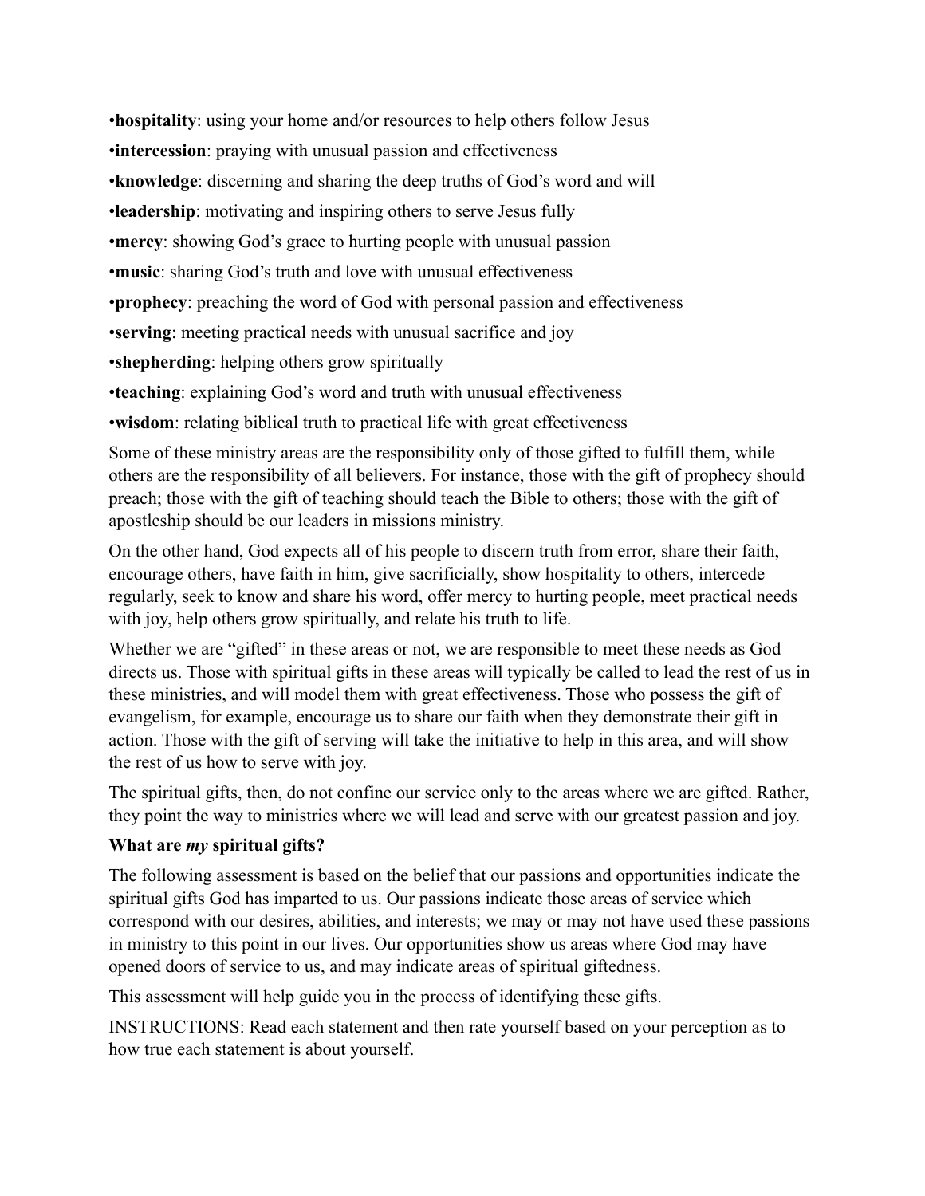•**hospitality**: using your home and/or resources to help others follow Jesus

•**intercession**: praying with unusual passion and effectiveness

•**knowledge**: discerning and sharing the deep truths of God's word and will

•**leadership**: motivating and inspiring others to serve Jesus fully

•**mercy**: showing God's grace to hurting people with unusual passion

•**music**: sharing God's truth and love with unusual effectiveness

•**prophecy**: preaching the word of God with personal passion and effectiveness

•**serving**: meeting practical needs with unusual sacrifice and joy

•**shepherding**: helping others grow spiritually

•**teaching**: explaining God's word and truth with unusual effectiveness

•**wisdom**: relating biblical truth to practical life with great effectiveness

Some of these ministry areas are the responsibility only of those gifted to fulfill them, while others are the responsibility of all believers. For instance, those with the gift of prophecy should preach; those with the gift of teaching should teach the Bible to others; those with the gift of apostleship should be our leaders in missions ministry.

On the other hand, God expects all of his people to discern truth from error, share their faith, encourage others, have faith in him, give sacrificially, show hospitality to others, intercede regularly, seek to know and share his word, offer mercy to hurting people, meet practical needs with joy, help others grow spiritually, and relate his truth to life.

Whether we are "gifted" in these areas or not, we are responsible to meet these needs as God directs us. Those with spiritual gifts in these areas will typically be called to lead the rest of us in these ministries, and will model them with great effectiveness. Those who possess the gift of evangelism, for example, encourage us to share our faith when they demonstrate their gift in action. Those with the gift of serving will take the initiative to help in this area, and will show the rest of us how to serve with joy.

The spiritual gifts, then, do not confine our service only to the areas where we are gifted. Rather, they point the way to ministries where we will lead and serve with our greatest passion and joy.

**What are *my* spiritual gifts?**

The following assessment is based on the belief that our passions and opportunities indicate the spiritual gifts God has imparted to us. Our passions indicate those areas of service which correspond with our desires, abilities, and interests; we may or may not have used these passions in ministry to this point in our lives. Our opportunities show us areas where God may have opened doors of service to us, and may indicate areas of spiritual giftedness.

This assessment will help guide you in the process of identifying these gifts.

INSTRUCTIONS: Read each statement and then rate yourself based on your perception as to how true each statement is about yourself.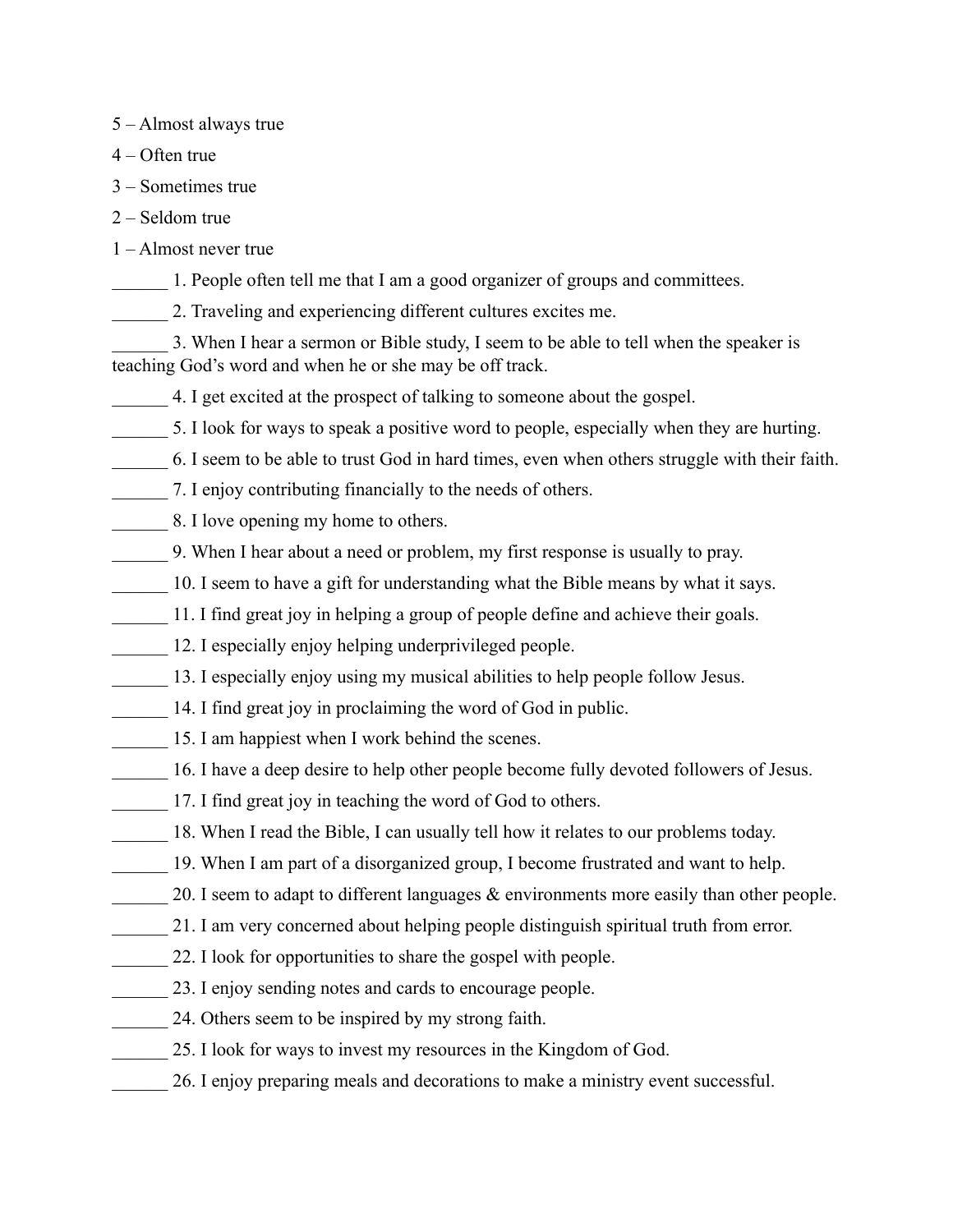5 – Almost always true

4 – Often true

3 – Sometimes true

2 – Seldom true

1 – Almost never true

______ 1. People often tell me that I am a good organizer of groups and committees.

______ 2. Traveling and experiencing different cultures excites me.

______ 3. When I hear a sermon or Bible study, I seem to be able to tell when the speaker is teaching God's word and when he or she may be off track.

______ 4. I get excited at the prospect of talking to someone about the gospel.

______ 5. I look for ways to speak a positive word to people, especially when they are hurting.

______ 6. I seem to be able to trust God in hard times, even when others struggle with their faith.

______ 7. I enjoy contributing financially to the needs of others.

______ 8. I love opening my home to others.

______ 9. When I hear about a need or problem, my first response is usually to pray.

______ 10. I seem to have a gift for understanding what the Bible means by what it says.

______ 11. I find great joy in helping a group of people define and achieve their goals.

______ 12. I especially enjoy helping underprivileged people.

______ 13. I especially enjoy using my musical abilities to help people follow Jesus.

______ 14. I find great joy in proclaiming the word of God in public.

______ 15. I am happiest when I work behind the scenes.

______ 16. I have a deep desire to help other people become fully devoted followers of Jesus.

______ 17. I find great joy in teaching the word of God to others.

______ 18. When I read the Bible, I can usually tell how it relates to our problems today.

______ 19. When I am part of a disorganized group, I become frustrated and want to help.

______ 20. I seem to adapt to different languages & environments more easily than other people.

______ 21. I am very concerned about helping people distinguish spiritual truth from error.

______ 22. I look for opportunities to share the gospel with people.

______ 23. I enjoy sending notes and cards to encourage people.

______ 24. Others seem to be inspired by my strong faith.

______ 25. I look for ways to invest my resources in the Kingdom of God.

______ 26. I enjoy preparing meals and decorations to make a ministry event successful.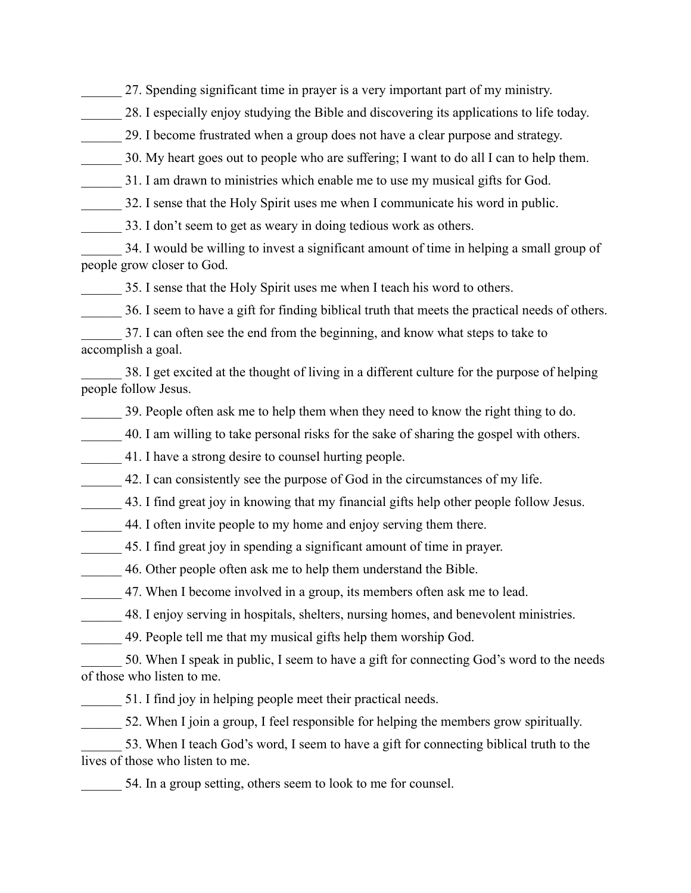______ 27. Spending significant time in prayer is a very important part of my ministry.

______ 28. I especially enjoy studying the Bible and discovering its applications to life today.

______ 29. I become frustrated when a group does not have a clear purpose and strategy.

______ 30. My heart goes out to people who are suffering; I want to do all I can to help them.

______ 31. I am drawn to ministries which enable me to use my musical gifts for God.

______ 32. I sense that the Holy Spirit uses me when I communicate his word in public.

______ 33. I don't seem to get as weary in doing tedious work as others.

______ 34. I would be willing to invest a significant amount of time in helping a small group of people grow closer to God.

______ 35. I sense that the Holy Spirit uses me when I teach his word to others.

______ 36. I seem to have a gift for finding biblical truth that meets the practical needs of others.

______ 37. I can often see the end from the beginning, and know what steps to take to accomplish a goal.

______ 38. I get excited at the thought of living in a different culture for the purpose of helping people follow Jesus.

______ 39. People often ask me to help them when they need to know the right thing to do.

______ 40. I am willing to take personal risks for the sake of sharing the gospel with others.

______ 41. I have a strong desire to counsel hurting people.

______ 42. I can consistently see the purpose of God in the circumstances of my life.

______ 43. I find great joy in knowing that my financial gifts help other people follow Jesus.

______ 44. I often invite people to my home and enjoy serving them there.

______ 45. I find great joy in spending a significant amount of time in prayer.

______ 46. Other people often ask me to help them understand the Bible.

______ 47. When I become involved in a group, its members often ask me to lead.

______ 48. I enjoy serving in hospitals, shelters, nursing homes, and benevolent ministries.

______ 49. People tell me that my musical gifts help them worship God.

______ 50. When I speak in public, I seem to have a gift for connecting God's word to the needs of those who listen to me.

______ 51. I find joy in helping people meet their practical needs.

______ 52. When I join a group, I feel responsible for helping the members grow spiritually.

______ 53. When I teach God's word, I seem to have a gift for connecting biblical truth to the lives of those who listen to me.

______ 54. In a group setting, others seem to look to me for counsel.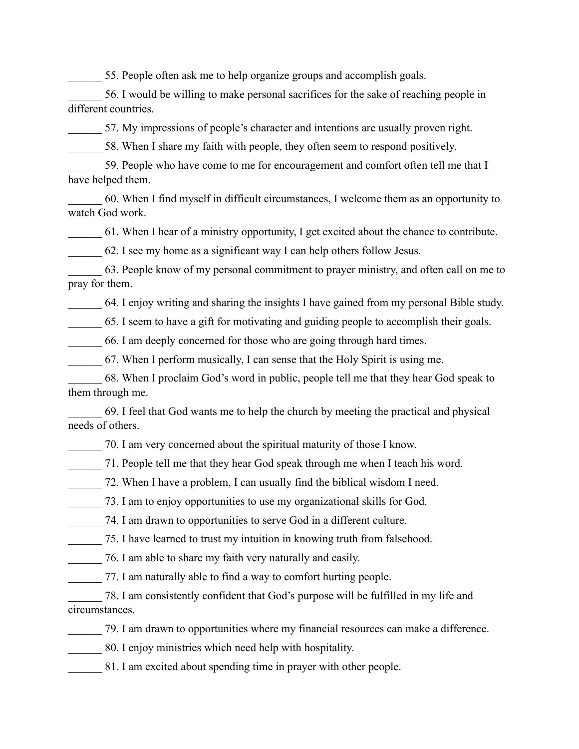______ 55. People often ask me to help organize groups and accomplish goals.

______ 56. I would be willing to make personal sacrifices for the sake of reaching people in different countries.

______ 57. My impressions of people's character and intentions are usually proven right.

______ 58. When I share my faith with people, they often seem to respond positively.

______ 59. People who have come to me for encouragement and comfort often tell me that I have helped them.

______ 60. When I find myself in difficult circumstances, I welcome them as an opportunity to watch God work.

______ 61. When I hear of a ministry opportunity, I get excited about the chance to contribute.

______ 62. I see my home as a significant way I can help others follow Jesus.

______ 63. People know of my personal commitment to prayer ministry, and often call on me to pray for them.

______ 64. I enjoy writing and sharing the insights I have gained from my personal Bible study.

______ 65. I seem to have a gift for motivating and guiding people to accomplish their goals.

______ 66. I am deeply concerned for those who are going through hard times.

______ 67. When I perform musically, I can sense that the Holy Spirit is using me.

______ 68. When I proclaim God's word in public, people tell me that they hear God speak to them through me.

______ 69. I feel that God wants me to help the church by meeting the practical and physical needs of others.

______ 70. I am very concerned about the spiritual maturity of those I know.

______ 71. People tell me that they hear God speak through me when I teach his word.

______ 72. When I have a problem, I can usually find the biblical wisdom I need.

______ 73. I am to enjoy opportunities to use my organizational skills for God.

______ 74. I am drawn to opportunities to serve God in a different culture.

______ 75. I have learned to trust my intuition in knowing truth from falsehood.

______ 76. I am able to share my faith very naturally and easily.

______ 77. I am naturally able to find a way to comfort hurting people.

______ 78. I am consistently confident that God's purpose will be fulfilled in my life and circumstances.

______ 79. I am drawn to opportunities where my financial resources can make a difference.

______ 80. I enjoy ministries which need help with hospitality.

______ 81. I am excited about spending time in prayer with other people.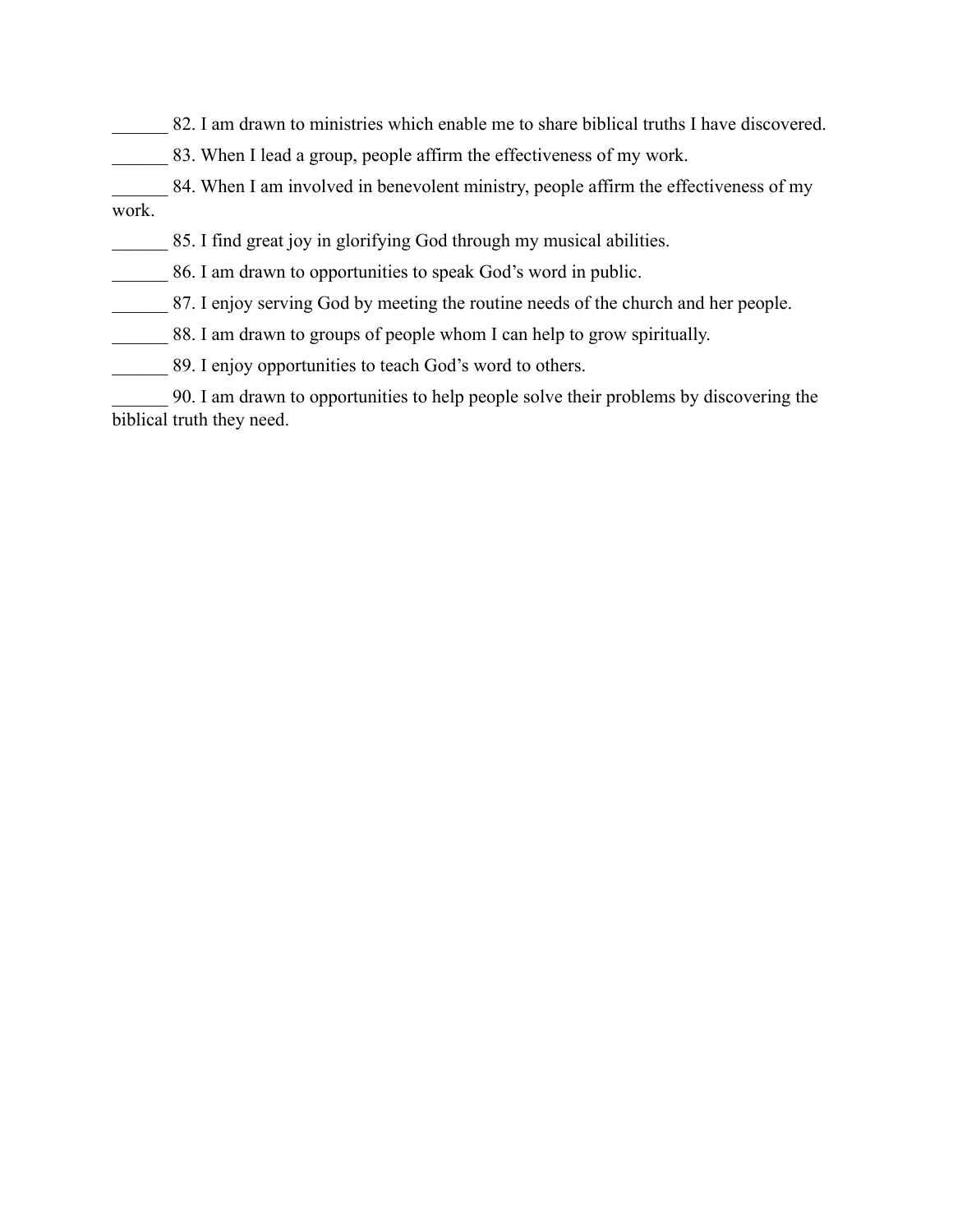______ 82. I am drawn to ministries which enable me to share biblical truths I have discovered.

______ 83. When I lead a group, people affirm the effectiveness of my work.

______ 84. When I am involved in benevolent ministry, people affirm the effectiveness of my work.

______ 85. I find great joy in glorifying God through my musical abilities.

______ 86. I am drawn to opportunities to speak God's word in public.

______ 87. I enjoy serving God by meeting the routine needs of the church and her people.

______ 88. I am drawn to groups of people whom I can help to grow spiritually.

______ 89. I enjoy opportunities to teach God's word to others.

______ 90. I am drawn to opportunities to help people solve their problems by discovering the biblical truth they need.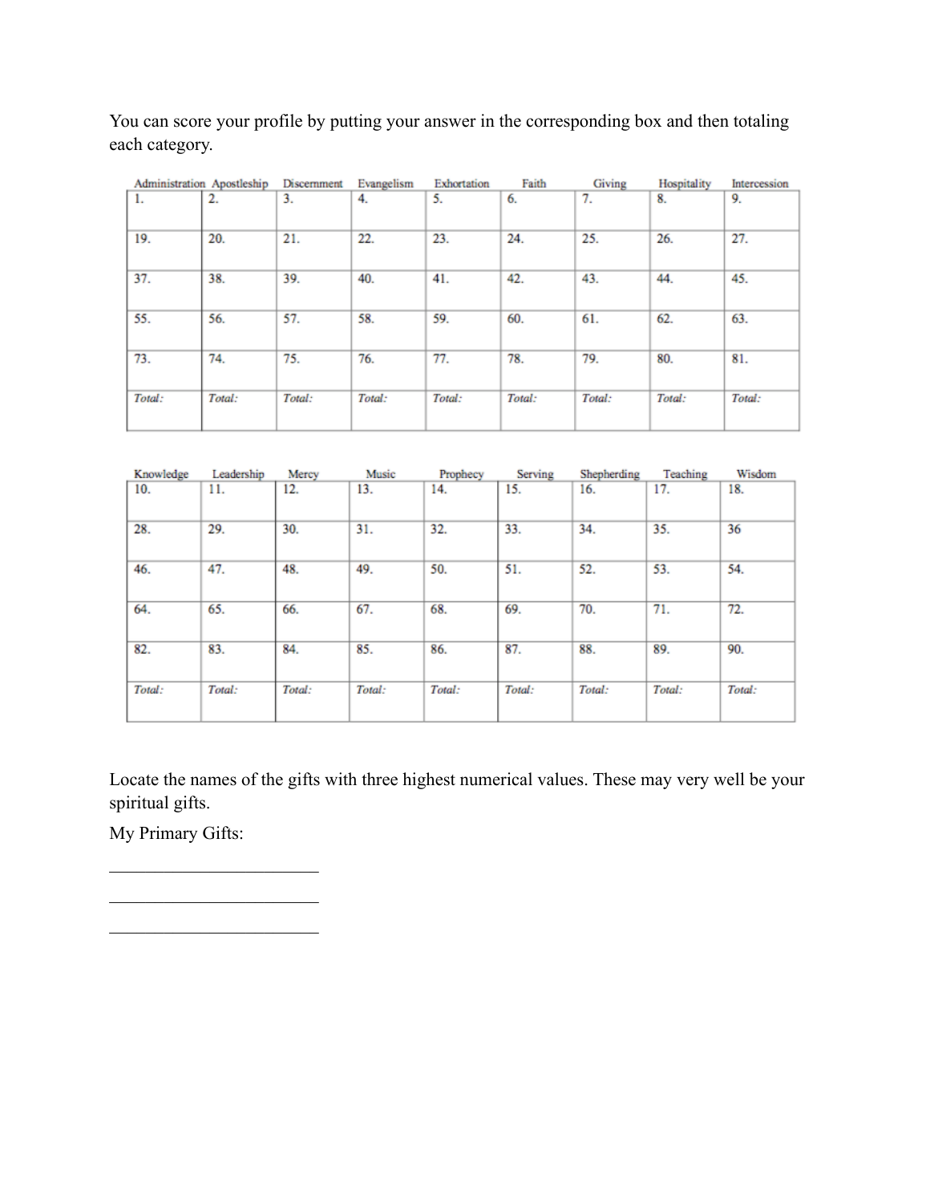You can score your profile by putting your answer in the corresponding box and then totaling each category.

| Administration | Apostleship | Discernment | Evangelism | Exhortation | Faith | Giving | Hospitality | Intercession |
|---|---|---|---|---|---|---|---|---|
| 1. | 2. | 3. | 4. | 5. | 6. | 7. | 8. | 9. |
| 19. | 20. | 21. | 22. | 23. | 24. | 25. | 26. | 27. |
| 37. | 38. | 39. | 40. | 41. | 42. | 43. | 44. | 45. |
| 55. | 56. | 57. | 58. | 59. | 60. | 61. | 62. | 63. |
| 73. | 74. | 75. | 76. | 77. | 78. | 79. | 80. | 81. |
| *Total:* | *Total:* | *Total:* | *Total:* | *Total:* | *Total:* | *Total:* | *Total:* | *Total:* |

| Knowledge | Leadership | Mercy | Music | Prophecy | Serving | Shepherding | Teaching | Wisdom |
|---|---|---|---|---|---|---|---|---|
| 10. | 11. | 12. | 13. | 14. | 15. | 16. | 17. | 18. |
| 28. | 29. | 30. | 31. | 32. | 33. | 34. | 35. | 36 |
| 46. | 47. | 48. | 49. | 50. | 51. | 52. | 53. | 54. |
| 64. | 65. | 66. | 67. | 68. | 69. | 70. | 71. | 72. |
| 82. | 83. | 84. | 85. | 86. | 87. | 88. | 89. | 90. |
| *Total:* | *Total:* | *Total:* | *Total:* | *Total:* | *Total:* | *Total:* | *Total:* | *Total:* |

Locate the names of the gifts with three highest numerical values. These may very well be your spiritual gifts.

My Primary Gifts:

________________________

________________________

________________________